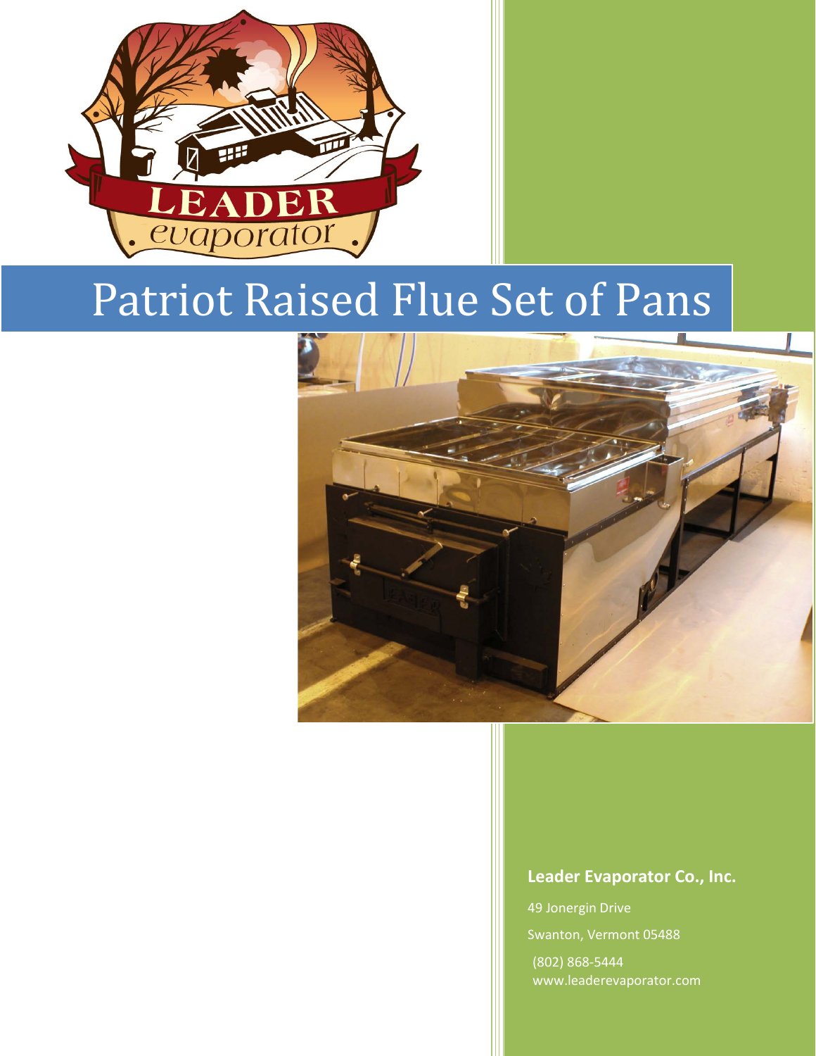# Patriot Raised Flue Set of Pans

**Leader Evaporator Co., Inc.**

49 Jonergin Drive

Swanton, Vermont 05488

(802) 868-5444

www.leaderevaporator.com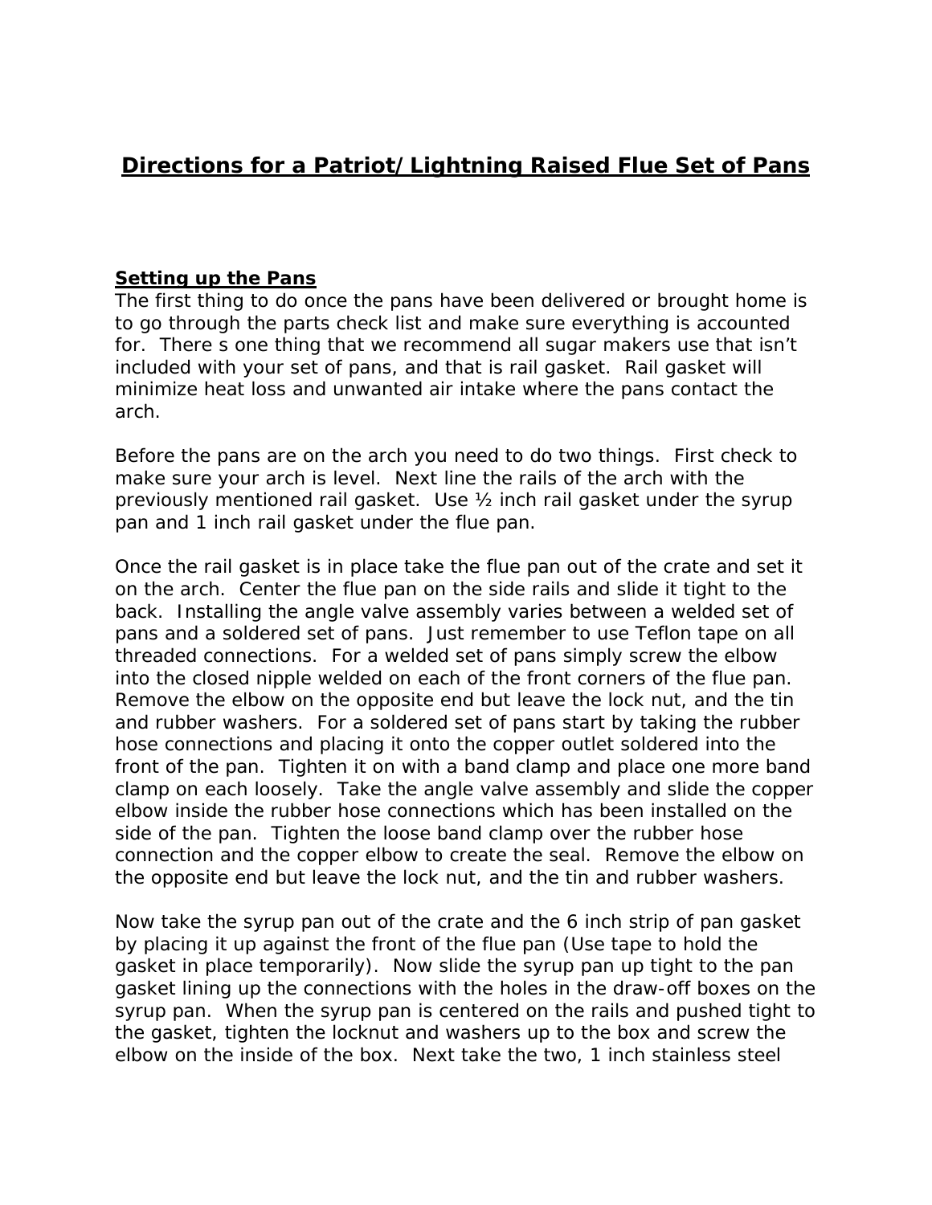# Directions for a Patriot/Lightning Raised Flue Set of Pans

## Setting up the Pans

The first thing to do once the pans have been delivered or brought home is to go through the parts check list and make sure everything is accounted for. There s one thing that we recommend all sugar makers use that isn't included with your set of pans, and that is rail gasket. Rail gasket will minimize heat loss and unwanted air intake where the pans contact the arch.

Before the pans are on the arch you need to do two things. First check to make sure your arch is level. Next line the rails of the arch with the previously mentioned rail gasket. Use ½ inch rail gasket under the syrup pan and 1 inch rail gasket under the flue pan.

Once the rail gasket is in place take the flue pan out of the crate and set it on the arch. Center the flue pan on the side rails and slide it tight to the back. Installing the angle valve assembly varies between a welded set of pans and a soldered set of pans. Just remember to use Teflon tape on all threaded connections. For a welded set of pans simply screw the elbow into the closed nipple welded on each of the front corners of the flue pan. Remove the elbow on the opposite end but leave the lock nut, and the tin and rubber washers. For a soldered set of pans start by taking the rubber hose connections and placing it onto the copper outlet soldered into the front of the pan. Tighten it on with a band clamp and place one more band clamp on each loosely. Take the angle valve assembly and slide the copper elbow inside the rubber hose connections which has been installed on the side of the pan. Tighten the loose band clamp over the rubber hose connection and the copper elbow to create the seal. Remove the elbow on the opposite end but leave the lock nut, and the tin and rubber washers.

Now take the syrup pan out of the crate and the 6 inch strip of pan gasket by placing it up against the front of the flue pan (Use tape to hold the gasket in place temporarily). Now slide the syrup pan up tight to the pan gasket lining up the connections with the holes in the draw-off boxes on the syrup pan. When the syrup pan is centered on the rails and pushed tight to the gasket, tighten the locknut and washers up to the box and screw the elbow on the inside of the box. Next take the two, 1 inch stainless steel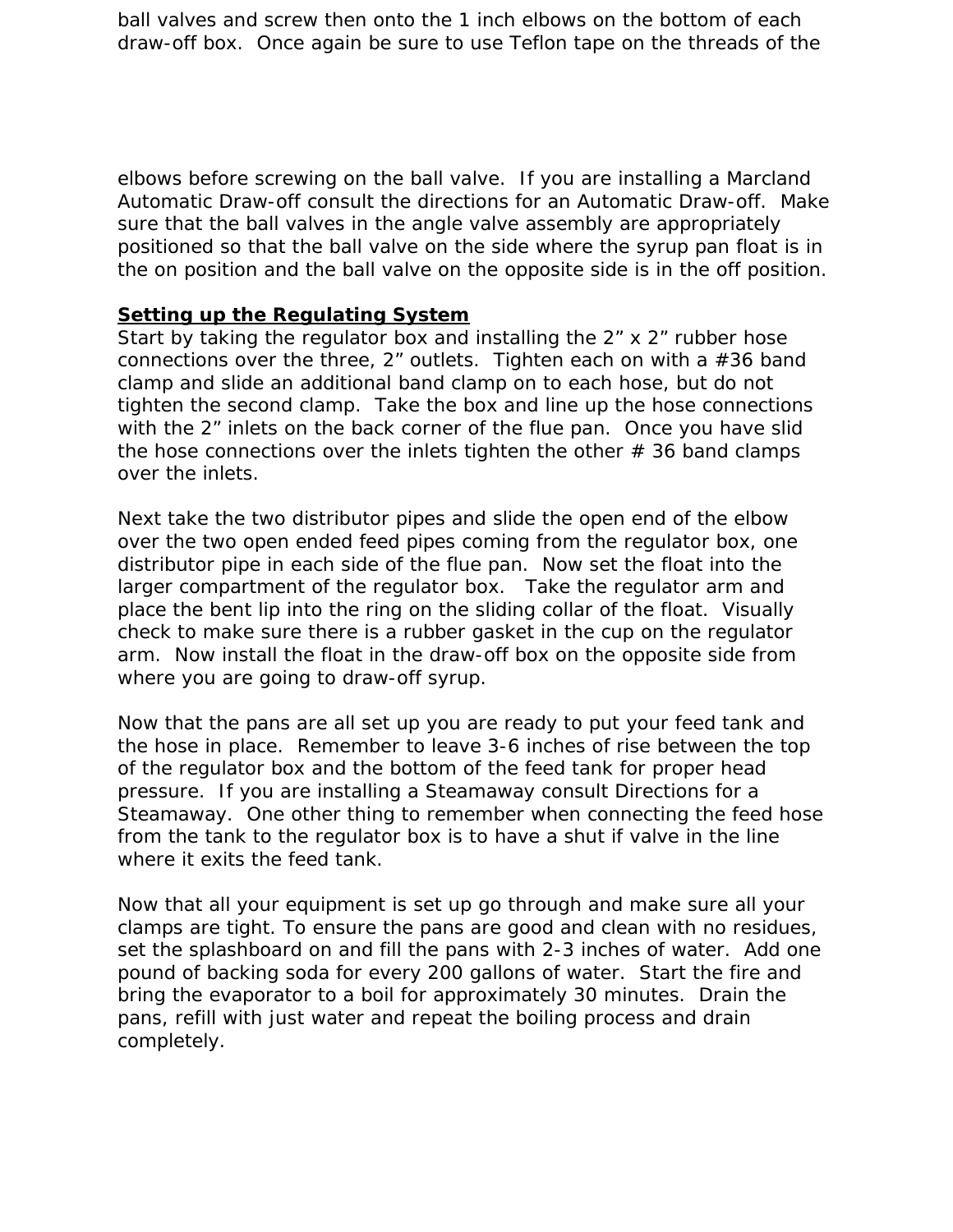ball valves and screw then onto the 1 inch elbows on the bottom of each draw-off box. Once again be sure to use Teflon tape on the threads of the elbows before screwing on the ball valve. If you are installing a Marcland Automatic Draw-off consult the directions for an Automatic Draw-off. Make sure that the ball valves in the angle valve assembly are appropriately positioned so that the ball valve on the side where the syrup pan float is in the on position and the ball valve on the opposite side is in the off position.

**Setting up the Regulating System**

Start by taking the regulator box and installing the 2” x 2” rubber hose connections over the three, 2” outlets. Tighten each on with a #36 band clamp and slide an additional band clamp on to each hose, but do not tighten the second clamp. Take the box and line up the hose connections with the 2” inlets on the back corner of the flue pan. Once you have slid the hose connections over the inlets tighten the other # 36 band clamps over the inlets.

Next take the two distributor pipes and slide the open end of the elbow over the two open ended feed pipes coming from the regulator box, one distributor pipe in each side of the flue pan. Now set the float into the larger compartment of the regulator box. Take the regulator arm and place the bent lip into the ring on the sliding collar of the float. Visually check to make sure there is a rubber gasket in the cup on the regulator arm. Now install the float in the draw-off box on the opposite side from where you are going to draw-off syrup.

Now that the pans are all set up you are ready to put your feed tank and the hose in place. Remember to leave 3-6 inches of rise between the top of the regulator box and the bottom of the feed tank for proper head pressure. If you are installing a Steamaway consult Directions for a Steamaway. One other thing to remember when connecting the feed hose from the tank to the regulator box is to have a shut if valve in the line where it exits the feed tank.

Now that all your equipment is set up go through and make sure all your clamps are tight. To ensure the pans are good and clean with no residues, set the splashboard on and fill the pans with 2-3 inches of water. Add one pound of backing soda for every 200 gallons of water. Start the fire and bring the evaporator to a boil for approximately 30 minutes. Drain the pans, refill with just water and repeat the boiling process and drain completely.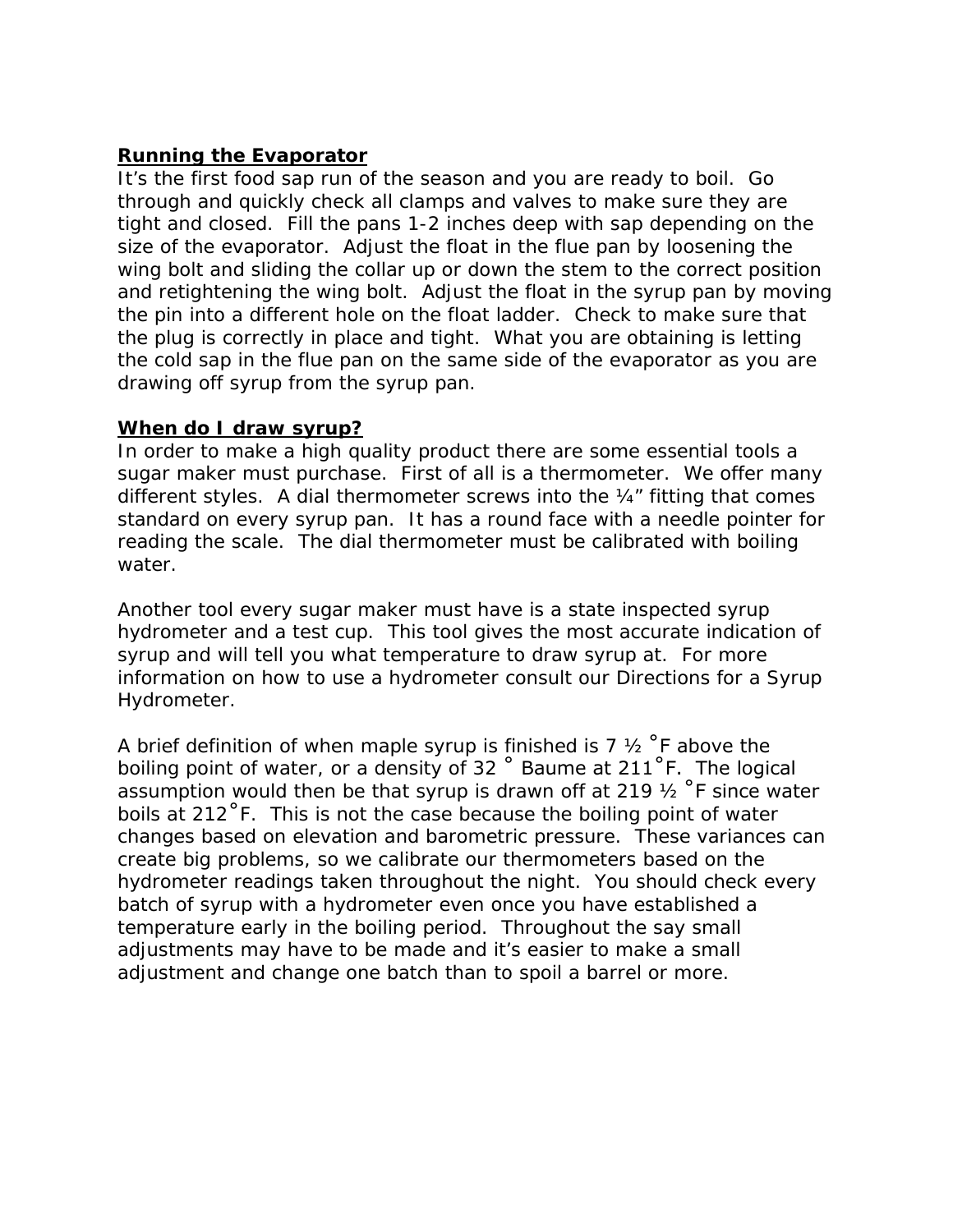**Running the Evaporator**

It's the first food sap run of the season and you are ready to boil. Go through and quickly check all clamps and valves to make sure they are tight and closed. Fill the pans 1-2 inches deep with sap depending on the size of the evaporator. Adjust the float in the flue pan by loosening the wing bolt and sliding the collar up or down the stem to the correct position and retightening the wing bolt. Adjust the float in the syrup pan by moving the pin into a different hole on the float ladder. Check to make sure that the plug is correctly in place and tight. What you are obtaining is letting the cold sap in the flue pan on the same side of the evaporator as you are drawing off syrup from the syrup pan.

**When do I draw syrup?**

In order to make a high quality product there are some essential tools a sugar maker must purchase. First of all is a thermometer. We offer many different styles. A dial thermometer screws into the ¼" fitting that comes standard on every syrup pan. It has a round face with a needle pointer for reading the scale. The dial thermometer must be calibrated with boiling water.

Another tool every sugar maker must have is a state inspected syrup hydrometer and a test cup. This tool gives the most accurate indication of syrup and will tell you what temperature to draw syrup at. For more information on how to use a hydrometer consult our Directions for a Syrup Hydrometer.

A brief definition of when maple syrup is finished is 7 ½ °F above the boiling point of water, or a density of 32 ° Baume at 211°F. The logical assumption would then be that syrup is drawn off at 219 ½ °F since water boils at 212°F. This is not the case because the boiling point of water changes based on elevation and barometric pressure. These variances can create big problems, so we calibrate our thermometers based on the hydrometer readings taken throughout the night. You should check every batch of syrup with a hydrometer even once you have established a temperature early in the boiling period. Throughout the say small adjustments may have to be made and it's easier to make a small adjustment and change one batch than to spoil a barrel or more.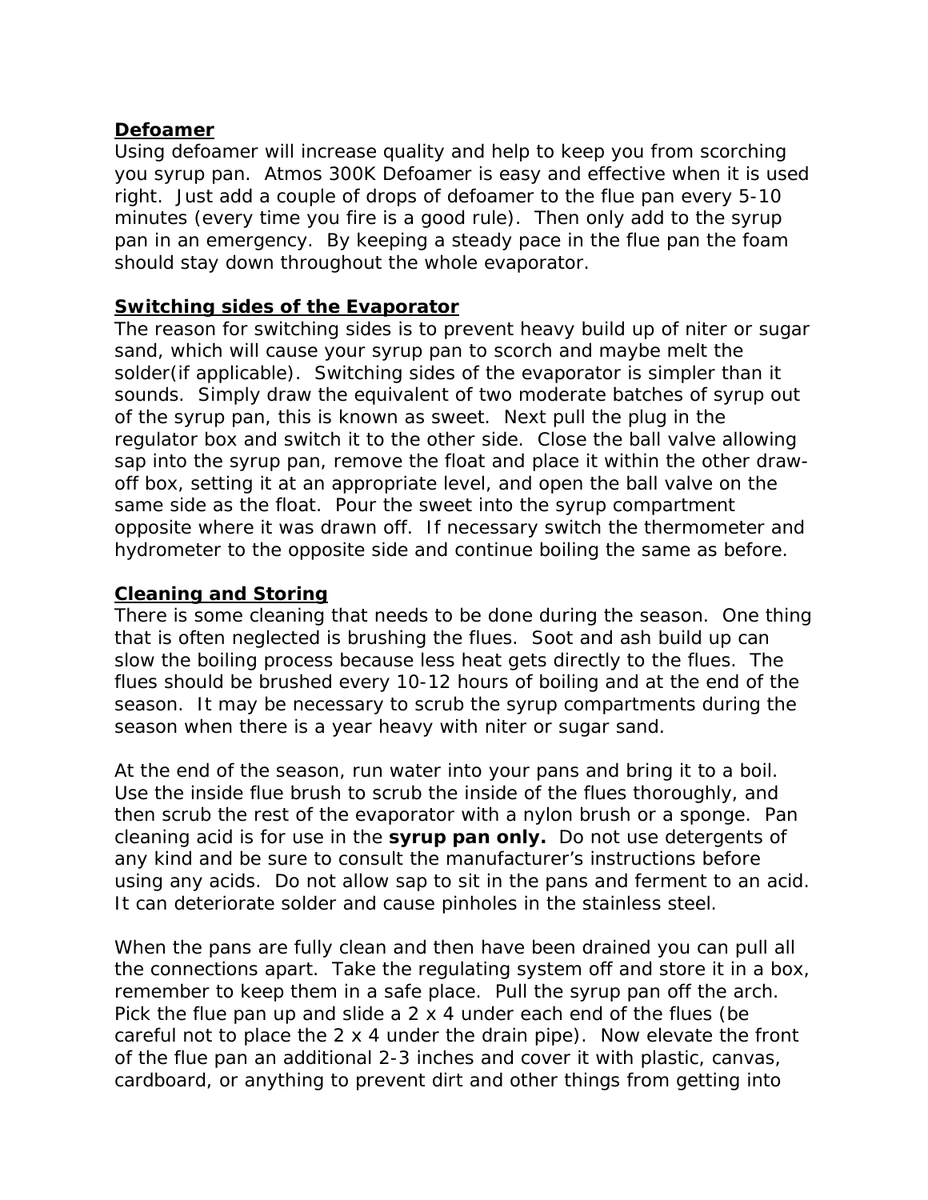**Defoamer**

Using defoamer will increase quality and help to keep you from scorching you syrup pan. Atmos 300K Defoamer is easy and effective when it is used right. Just add a couple of drops of defoamer to the flue pan every 5-10 minutes (every time you fire is a good rule). Then only add to the syrup pan in an emergency. By keeping a steady pace in the flue pan the foam should stay down throughout the whole evaporator.

**Switching sides of the Evaporator**

The reason for switching sides is to prevent heavy build up of niter or sugar sand, which will cause your syrup pan to scorch and maybe melt the solder(if applicable). Switching sides of the evaporator is simpler than it sounds. Simply draw the equivalent of two moderate batches of syrup out of the syrup pan, this is known as sweet. Next pull the plug in the regulator box and switch it to the other side. Close the ball valve allowing sap into the syrup pan, remove the float and place it within the other draw-off box, setting it at an appropriate level, and open the ball valve on the same side as the float. Pour the sweet into the syrup compartment opposite where it was drawn off. If necessary switch the thermometer and hydrometer to the opposite side and continue boiling the same as before.

**Cleaning and Storing**

There is some cleaning that needs to be done during the season. One thing that is often neglected is brushing the flues. Soot and ash build up can slow the boiling process because less heat gets directly to the flues. The flues should be brushed every 10-12 hours of boiling and at the end of the season. It may be necessary to scrub the syrup compartments during the season when there is a year heavy with niter or sugar sand.

At the end of the season, run water into your pans and bring it to a boil. Use the inside flue brush to scrub the inside of the flues thoroughly, and then scrub the rest of the evaporator with a nylon brush or a sponge. Pan cleaning acid is for use in the **syrup pan only.** Do not use detergents of any kind and be sure to consult the manufacturer's instructions before using any acids. Do not allow sap to sit in the pans and ferment to an acid. It can deteriorate solder and cause pinholes in the stainless steel.

When the pans are fully clean and then have been drained you can pull all the connections apart. Take the regulating system off and store it in a box, remember to keep them in a safe place. Pull the syrup pan off the arch. Pick the flue pan up and slide a 2 x 4 under each end of the flues (be careful not to place the 2 x 4 under the drain pipe). Now elevate the front of the flue pan an additional 2-3 inches and cover it with plastic, canvas, cardboard, or anything to prevent dirt and other things from getting into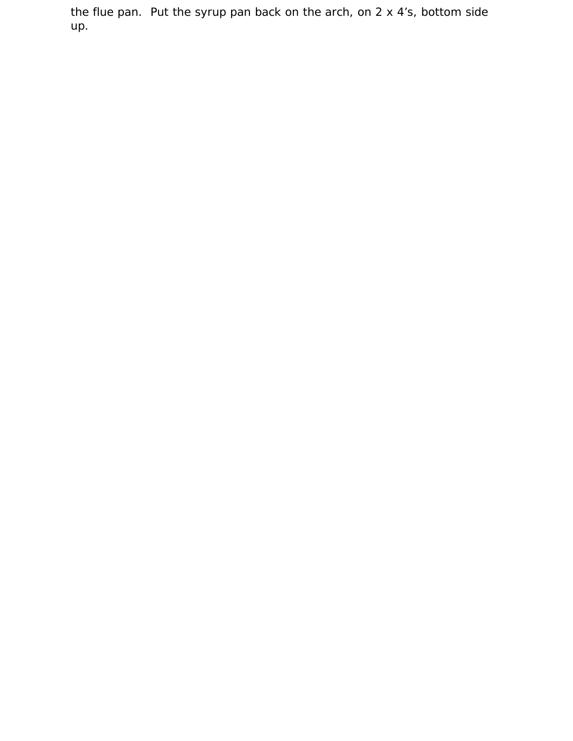the flue pan. Put the syrup pan back on the arch, on 2 x 4's, bottom side up.